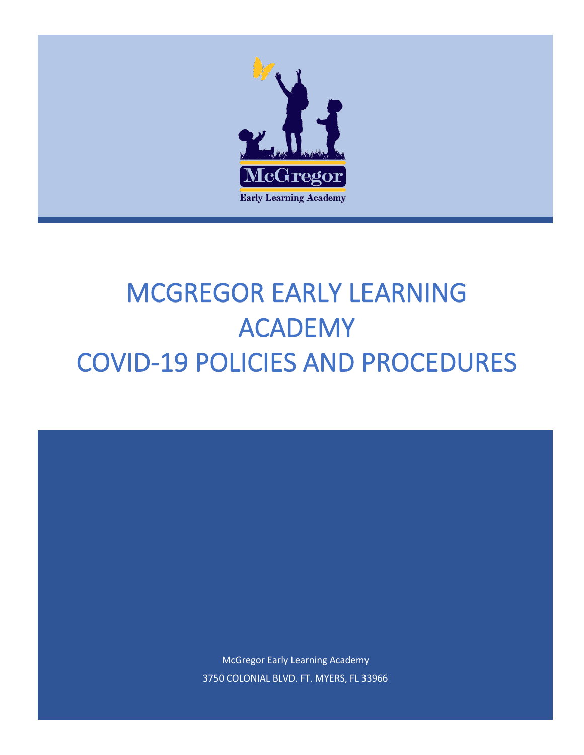McGregor

Early Learning Academy

# MCGREGOR EARLY LEARNING ACADEMY COVID-19 POLICIES AND PROCEDURES

McGregor Early Learning Academy

3750 COLONIAL BLVD. FT. MYERS, FL 33966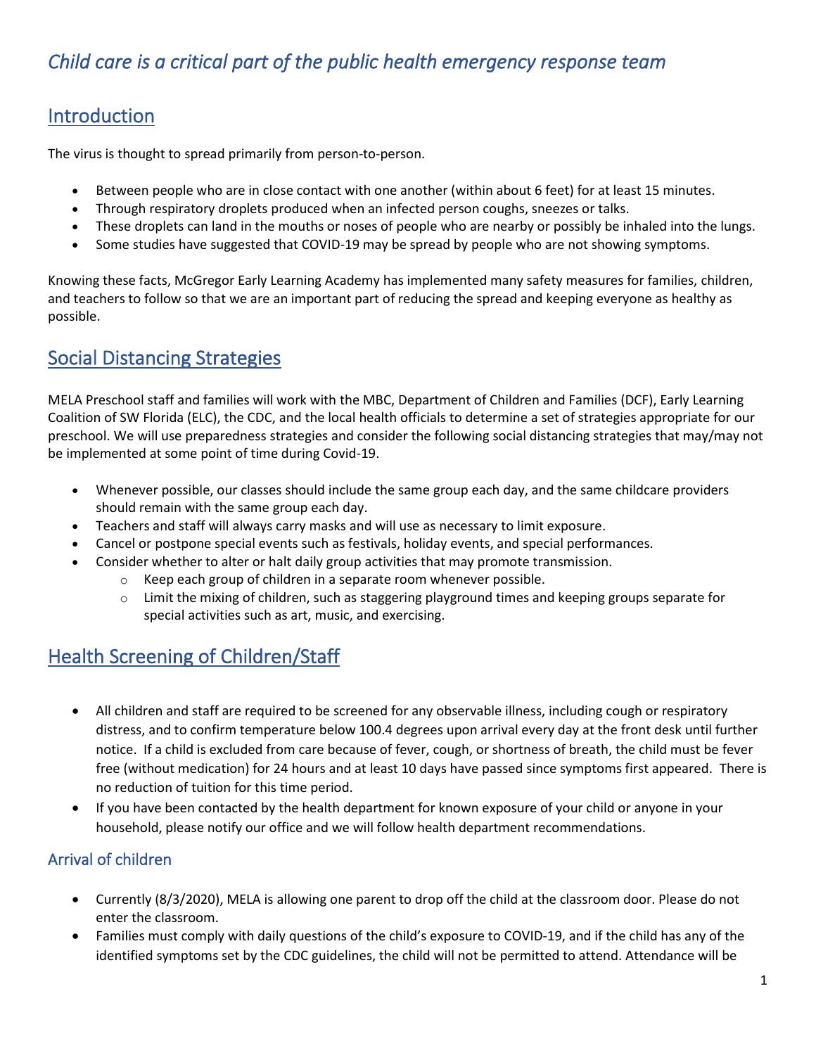*Child care is a critical part of the public health emergency response team*

## Introduction

The virus is thought to spread primarily from person-to-person.

- Between people who are in close contact with one another (within about 6 feet) for at least 15 minutes.
- Through respiratory droplets produced when an infected person coughs, sneezes or talks.
- These droplets can land in the mouths or noses of people who are nearby or possibly be inhaled into the lungs.
- Some studies have suggested that COVID-19 may be spread by people who are not showing symptoms.

Knowing these facts, McGregor Early Learning Academy has implemented many safety measures for families, children, and teachers to follow so that we are an important part of reducing the spread and keeping everyone as healthy as possible.

## Social Distancing Strategies

MELA Preschool staff and families will work with the MBC, Department of Children and Families (DCF), Early Learning Coalition of SW Florida (ELC), the CDC, and the local health officials to determine a set of strategies appropriate for our preschool. We will use preparedness strategies and consider the following social distancing strategies that may/may not be implemented at some point of time during Covid-19.

- Whenever possible, our classes should include the same group each day, and the same childcare providers should remain with the same group each day.
- Teachers and staff will always carry masks and will use as necessary to limit exposure.
- Cancel or postpone special events such as festivals, holiday events, and special performances.
- Consider whether to alter or halt daily group activities that may promote transmission.
    - Keep each group of children in a separate room whenever possible.
    - Limit the mixing of children, such as staggering playground times and keeping groups separate for special activities such as art, music, and exercising.

## Health Screening of Children/Staff

- All children and staff are required to be screened for any observable illness, including cough or respiratory distress, and to confirm temperature below 100.4 degrees upon arrival every day at the front desk until further notice. If a child is excluded from care because of fever, cough, or shortness of breath, the child must be fever free (without medication) for 24 hours and at least 10 days have passed since symptoms first appeared. There is no reduction of tuition for this time period.
- If you have been contacted by the health department for known exposure of your child or anyone in your household, please notify our office and we will follow health department recommendations.

### Arrival of children

- Currently (8/3/2020), MELA is allowing one parent to drop off the child at the classroom door. Please do not enter the classroom.
- Families must comply with daily questions of the child's exposure to COVID-19, and if the child has any of the identified symptoms set by the CDC guidelines, the child will not be permitted to attend. Attendance will be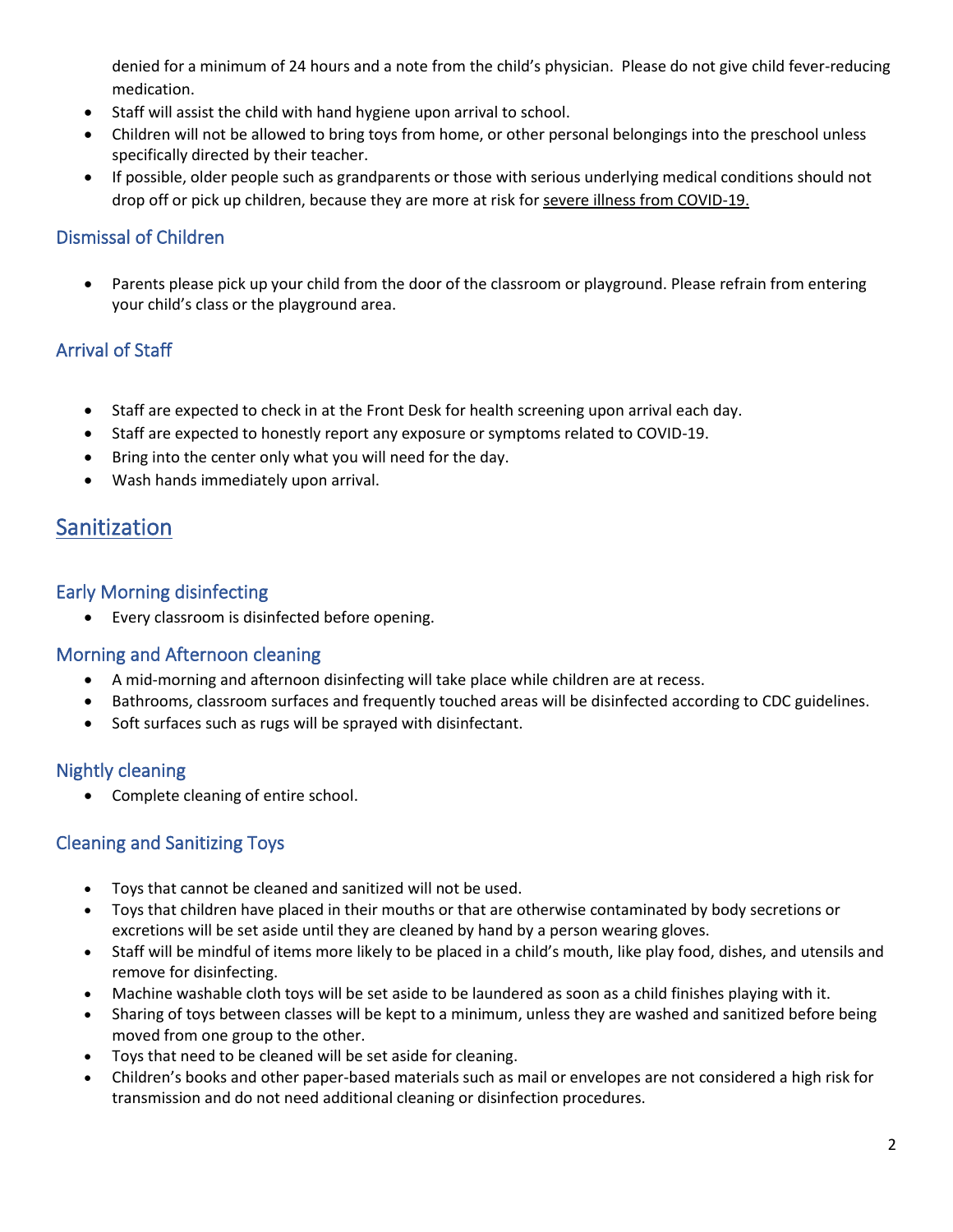denied for a minimum of 24 hours and a note from the child's physician. Please do not give child fever-reducing medication.

- Staff will assist the child with hand hygiene upon arrival to school.
- Children will not be allowed to bring toys from home, or other personal belongings into the preschool unless specifically directed by their teacher.
- If possible, older people such as grandparents or those with serious underlying medical conditions should not drop off or pick up children, because they are more at risk for severe illness from COVID-19.

### Dismissal of Children

- Parents please pick up your child from the door of the classroom or playground. Please refrain from entering your child's class or the playground area.

### Arrival of Staff

- Staff are expected to check in at the Front Desk for health screening upon arrival each day.
- Staff are expected to honestly report any exposure or symptoms related to COVID-19.
- Bring into the center only what you will need for the day.
- Wash hands immediately upon arrival.

## Sanitization

### Early Morning disinfecting

- Every classroom is disinfected before opening.

### Morning and Afternoon cleaning

- A mid-morning and afternoon disinfecting will take place while children are at recess.
- Bathrooms, classroom surfaces and frequently touched areas will be disinfected according to CDC guidelines.
- Soft surfaces such as rugs will be sprayed with disinfectant.

### Nightly cleaning

- Complete cleaning of entire school.

### Cleaning and Sanitizing Toys

- Toys that cannot be cleaned and sanitized will not be used.
- Toys that children have placed in their mouths or that are otherwise contaminated by body secretions or excretions will be set aside until they are cleaned by hand by a person wearing gloves.
- Staff will be mindful of items more likely to be placed in a child's mouth, like play food, dishes, and utensils and remove for disinfecting.
- Machine washable cloth toys will be set aside to be laundered as soon as a child finishes playing with it.
- Sharing of toys between classes will be kept to a minimum, unless they are washed and sanitized before being moved from one group to the other.
- Toys that need to be cleaned will be set aside for cleaning.
- Children's books and other paper-based materials such as mail or envelopes are not considered a high risk for transmission and do not need additional cleaning or disinfection procedures.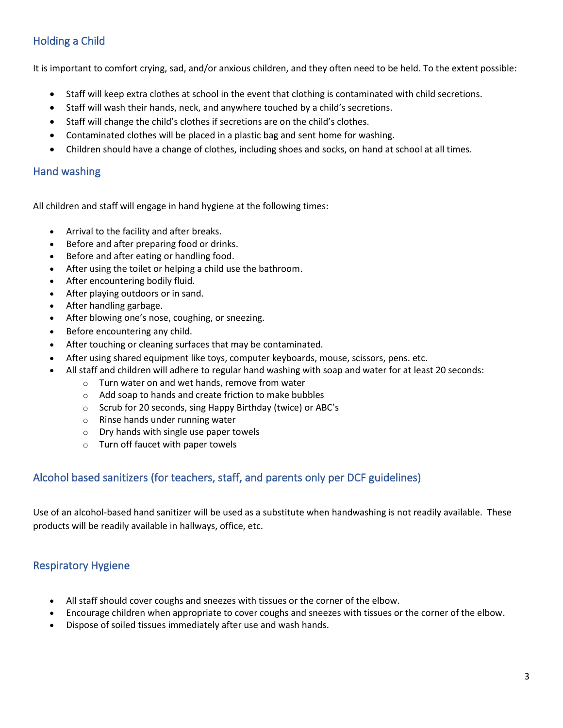## Holding a Child

It is important to comfort crying, sad, and/or anxious children, and they often need to be held. To the extent possible:

- Staff will keep extra clothes at school in the event that clothing is contaminated with child secretions.
- Staff will wash their hands, neck, and anywhere touched by a child's secretions.
- Staff will change the child's clothes if secretions are on the child's clothes.
- Contaminated clothes will be placed in a plastic bag and sent home for washing.
- Children should have a change of clothes, including shoes and socks, on hand at school at all times.

## Hand washing

All children and staff will engage in hand hygiene at the following times:

- Arrival to the facility and after breaks.
- Before and after preparing food or drinks.
- Before and after eating or handling food.
- After using the toilet or helping a child use the bathroom.
- After encountering bodily fluid.
- After playing outdoors or in sand.
- After handling garbage.
- After blowing one's nose, coughing, or sneezing.
- Before encountering any child.
- After touching or cleaning surfaces that may be contaminated.
- After using shared equipment like toys, computer keyboards, mouse, scissors, pens. etc.
- All staff and children will adhere to regular hand washing with soap and water for at least 20 seconds:
  - Turn water on and wet hands, remove from water
  - Add soap to hands and create friction to make bubbles
  - Scrub for 20 seconds, sing Happy Birthday (twice) or ABC's
  - Rinse hands under running water
  - Dry hands with single use paper towels
  - Turn off faucet with paper towels

## Alcohol based sanitizers (for teachers, staff, and parents only per DCF guidelines)

Use of an alcohol-based hand sanitizer will be used as a substitute when handwashing is not readily available. These products will be readily available in hallways, office, etc.

## Respiratory Hygiene

- All staff should cover coughs and sneezes with tissues or the corner of the elbow.
- Encourage children when appropriate to cover coughs and sneezes with tissues or the corner of the elbow.
- Dispose of soiled tissues immediately after use and wash hands.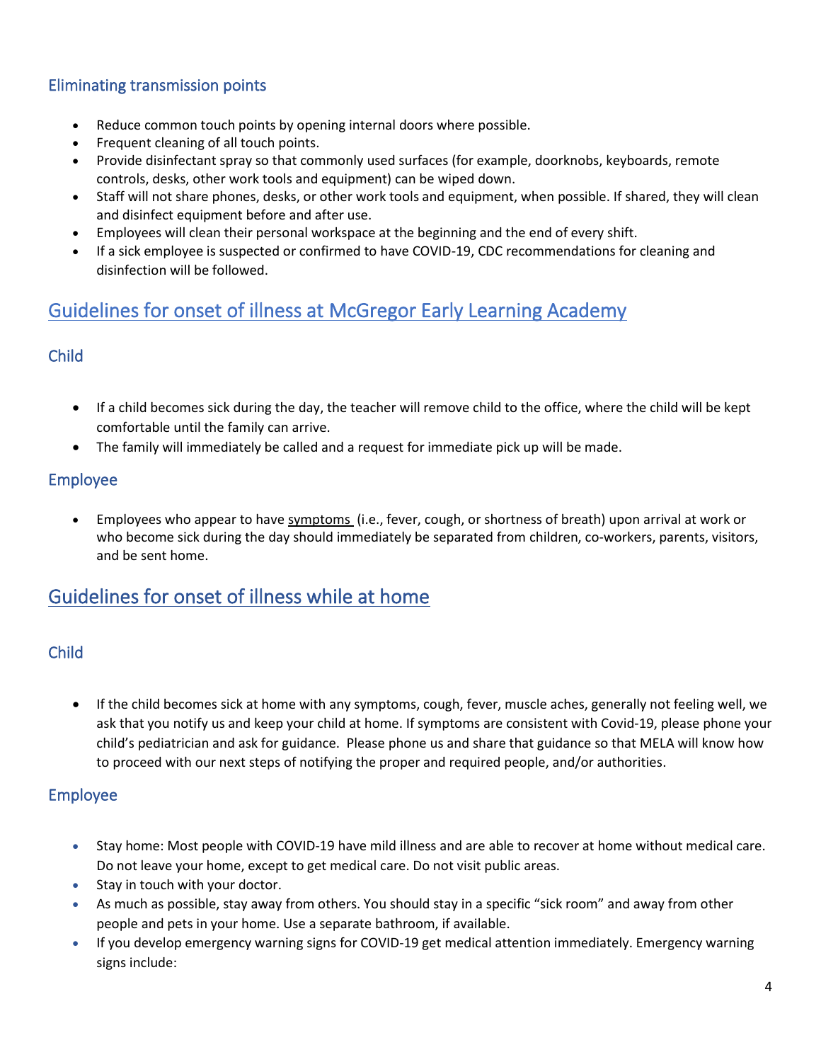### Eliminating transmission points

- Reduce common touch points by opening internal doors where possible.
- Frequent cleaning of all touch points.
- Provide disinfectant spray so that commonly used surfaces (for example, doorknobs, keyboards, remote controls, desks, other work tools and equipment) can be wiped down.
- Staff will not share phones, desks, or other work tools and equipment, when possible. If shared, they will clean and disinfect equipment before and after use.
- Employees will clean their personal workspace at the beginning and the end of every shift.
- If a sick employee is suspected or confirmed to have COVID-19, CDC recommendations for cleaning and disinfection will be followed.

## Guidelines for onset of illness at McGregor Early Learning Academy

### Child

- If a child becomes sick during the day, the teacher will remove child to the office, where the child will be kept comfortable until the family can arrive.
- The family will immediately be called and a request for immediate pick up will be made.

### Employee

- Employees who appear to have symptoms (i.e., fever, cough, or shortness of breath) upon arrival at work or who become sick during the day should immediately be separated from children, co-workers, parents, visitors, and be sent home.

## Guidelines for onset of illness while at home

### Child

- If the child becomes sick at home with any symptoms, cough, fever, muscle aches, generally not feeling well, we ask that you notify us and keep your child at home. If symptoms are consistent with Covid-19, please phone your child's pediatrician and ask for guidance. Please phone us and share that guidance so that MELA will know how to proceed with our next steps of notifying the proper and required people, and/or authorities.

### Employee

- Stay home: Most people with COVID-19 have mild illness and are able to recover at home without medical care. Do not leave your home, except to get medical care. Do not visit public areas.
- Stay in touch with your doctor.
- As much as possible, stay away from others. You should stay in a specific "sick room" and away from other people and pets in your home. Use a separate bathroom, if available.
- If you develop emergency warning signs for COVID-19 get medical attention immediately. Emergency warning signs include: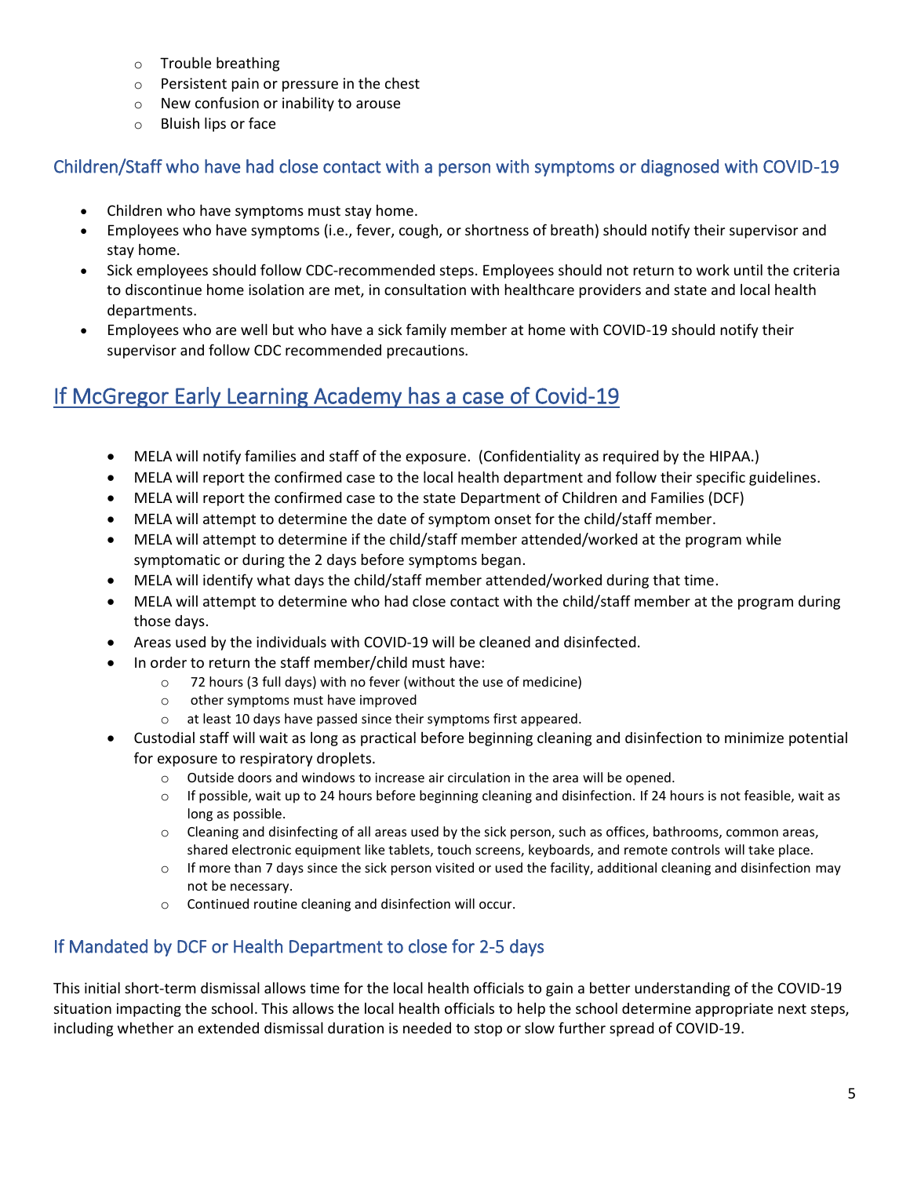- Trouble breathing
  - Persistent pain or pressure in the chest
  - New confusion or inability to arouse
  - Bluish lips or face

### Children/Staff who have had close contact with a person with symptoms or diagnosed with COVID-19

- Children who have symptoms must stay home.
- Employees who have symptoms (i.e., fever, cough, or shortness of breath) should notify their supervisor and stay home.
- Sick employees should follow CDC-recommended steps. Employees should not return to work until the criteria to discontinue home isolation are met, in consultation with healthcare providers and state and local health departments.
- Employees who are well but who have a sick family member at home with COVID-19 should notify their supervisor and follow CDC recommended precautions.

## If McGregor Early Learning Academy has a case of Covid-19

- MELA will notify families and staff of the exposure. (Confidentiality as required by the HIPAA.)
- MELA will report the confirmed case to the local health department and follow their specific guidelines.
- MELA will report the confirmed case to the state Department of Children and Families (DCF)
- MELA will attempt to determine the date of symptom onset for the child/staff member.
- MELA will attempt to determine if the child/staff member attended/worked at the program while symptomatic or during the 2 days before symptoms began.
- MELA will identify what days the child/staff member attended/worked during that time.
- MELA will attempt to determine who had close contact with the child/staff member at the program during those days.
- Areas used by the individuals with COVID-19 will be cleaned and disinfected.
- In order to return the staff member/child must have:
  - 72 hours (3 full days) with no fever (without the use of medicine)
  - other symptoms must have improved
  - at least 10 days have passed since their symptoms first appeared.
- Custodial staff will wait as long as practical before beginning cleaning and disinfection to minimize potential for exposure to respiratory droplets.
  - Outside doors and windows to increase air circulation in the area will be opened.
  - If possible, wait up to 24 hours before beginning cleaning and disinfection. If 24 hours is not feasible, wait as long as possible.
  - Cleaning and disinfecting of all areas used by the sick person, such as offices, bathrooms, common areas, shared electronic equipment like tablets, touch screens, keyboards, and remote controls will take place.
  - If more than 7 days since the sick person visited or used the facility, additional cleaning and disinfection may not be necessary.
  - Continued routine cleaning and disinfection will occur.

### If Mandated by DCF or Health Department to close for 2-5 days

This initial short-term dismissal allows time for the local health officials to gain a better understanding of the COVID-19 situation impacting the school. This allows the local health officials to help the school determine appropriate next steps, including whether an extended dismissal duration is needed to stop or slow further spread of COVID-19.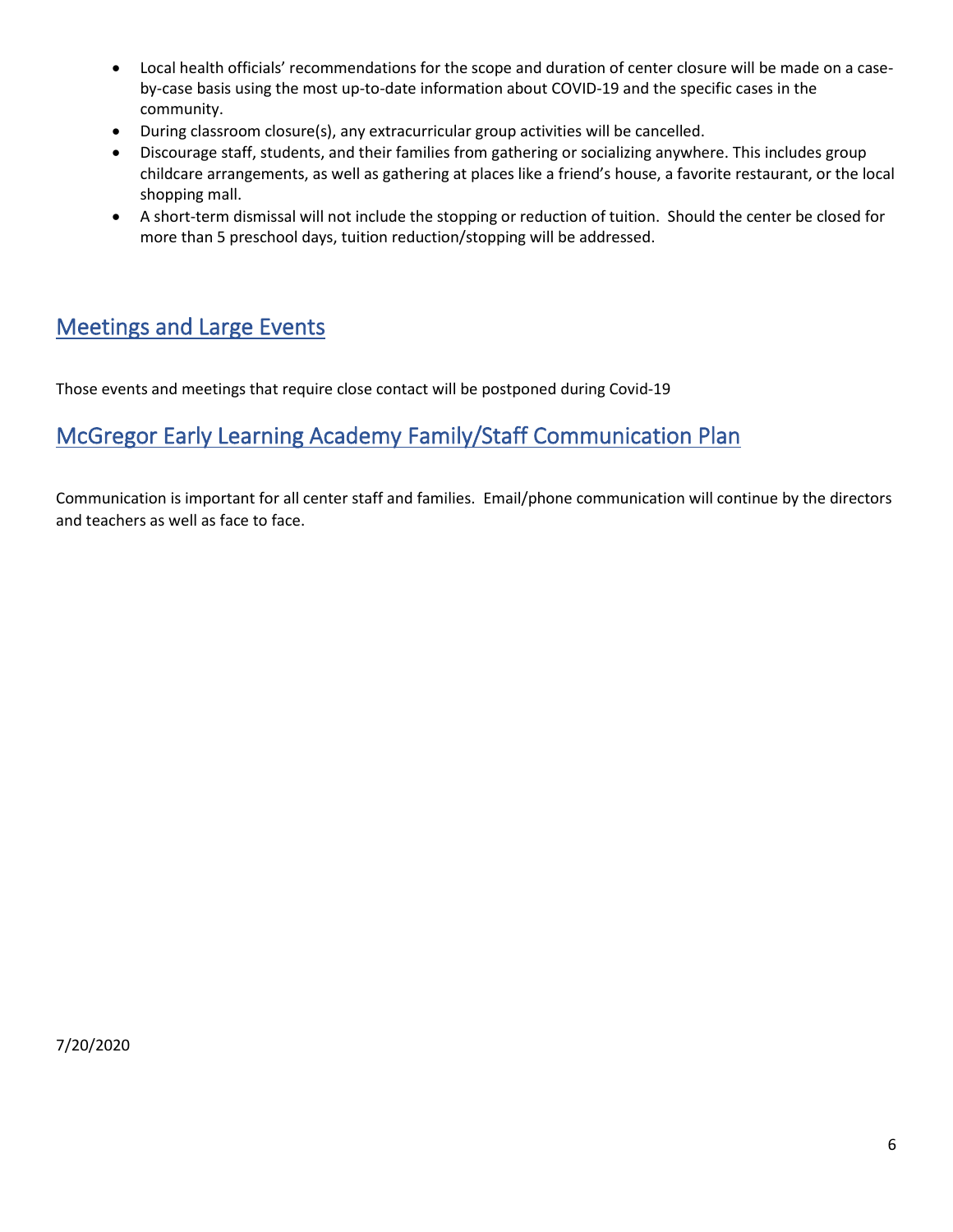- Local health officials' recommendations for the scope and duration of center closure will be made on a case-by-case basis using the most up-to-date information about COVID-19 and the specific cases in the community.
- During classroom closure(s), any extracurricular group activities will be cancelled.
- Discourage staff, students, and their families from gathering or socializing anywhere. This includes group childcare arrangements, as well as gathering at places like a friend's house, a favorite restaurant, or the local shopping mall.
- A short-term dismissal will not include the stopping or reduction of tuition. Should the center be closed for more than 5 preschool days, tuition reduction/stopping will be addressed.

## Meetings and Large Events

Those events and meetings that require close contact will be postponed during Covid-19

## McGregor Early Learning Academy Family/Staff Communication Plan

Communication is important for all center staff and families. Email/phone communication will continue by the directors and teachers as well as face to face.

7/20/2020